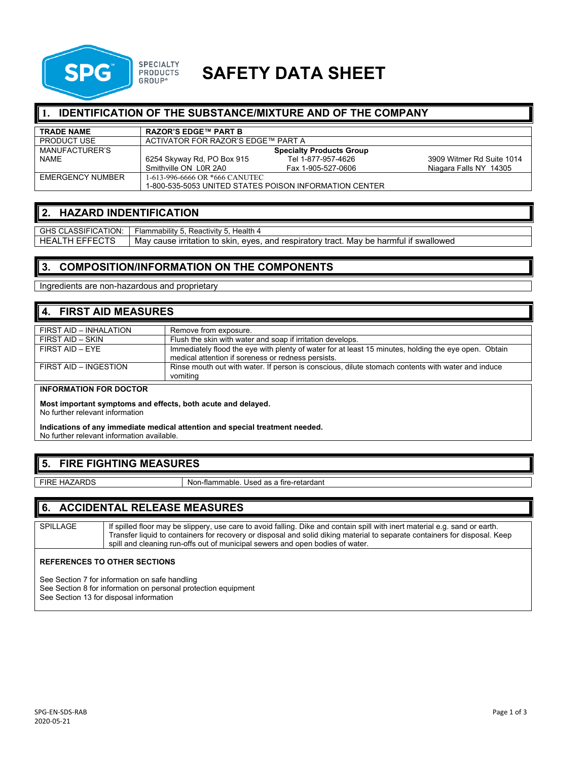SPG SPECIALTY PRODUCTS GROUP®

# SAFETY DATA SHEET

## 1. IDENTIFICATION OF THE SUBSTANCE/MIXTURE AND OF THE COMPANY

| **TRADE NAME** | **RAZOR'S EDGE™ PART B** | | |
|---|---|---|---|
| PRODUCT USE | ACTIVATOR FOR RAZOR'S EDGE™ PART A | | |
| MANUFACTURER'S NAME | **Specialty Products Group**<br>6254 Skyway Rd, PO Box 915<br>Smithville ON L0R 2A0 | Tel 1-877-957-4626<br>Fax 1-905-527-0606 | 3909 Witmer Rd Suite 1014<br>Niagara Falls NY 14305 |
| EMERGENCY NUMBER | 1-613-996-6666 OR *666 CANUTEC<br>1-800-535-5053 UNITED STATES POISON INFORMATION CENTER | | |

## 2. HAZARD INDENTIFICATION

| GHS CLASSIFICATION: | Flammability 5, Reactivity 5, Health 4 |
|---|---|
| HEALTH EFFECTS | May cause irritation to skin, eyes, and respiratory tract. May be harmful if swallowed |

## 3. COMPOSITION/INFORMATION ON THE COMPONENTS

Ingredients are non-hazardous and proprietary

## 4. FIRST AID MEASURES

| FIRST AID – INHALATION | Remove from exposure. |
|---|---|
| FIRST AID – SKIN | Flush the skin with water and soap if irritation develops. |
| FIRST AID – EYE | Immediately flood the eye with plenty of water for at least 15 minutes, holding the eye open. Obtain medical attention if soreness or redness persists. |
| FIRST AID – INGESTION | Rinse mouth out with water. If person is conscious, dilute stomach contents with water and induce vomiting |

**INFORMATION FOR DOCTOR**

**Most important symptoms and effects, both acute and delayed.**
No further relevant information

**Indications of any immediate medical attention and special treatment needed.**
No further relevant information available.

## 5. FIRE FIGHTING MEASURES

| FIRE HAZARDS | Non-flammable. Used as a fire-retardant |
|---|---|

## 6. ACCIDENTAL RELEASE MEASURES

| SPILLAGE | If spilled floor may be slippery, use care to avoid falling. Dike and contain spill with inert material e.g. sand or earth. Transfer liquid to containers for recovery or disposal and solid diking material to separate containers for disposal. Keep spill and cleaning run-offs out of municipal sewers and open bodies of water. |
|---|---|

**REFERENCES TO OTHER SECTIONS**

See Section 7 for information on safe handling
See Section 8 for information on personal protection equipment
See Section 13 for disposal information

SPG-EN-SDS-RAB
2020-05-21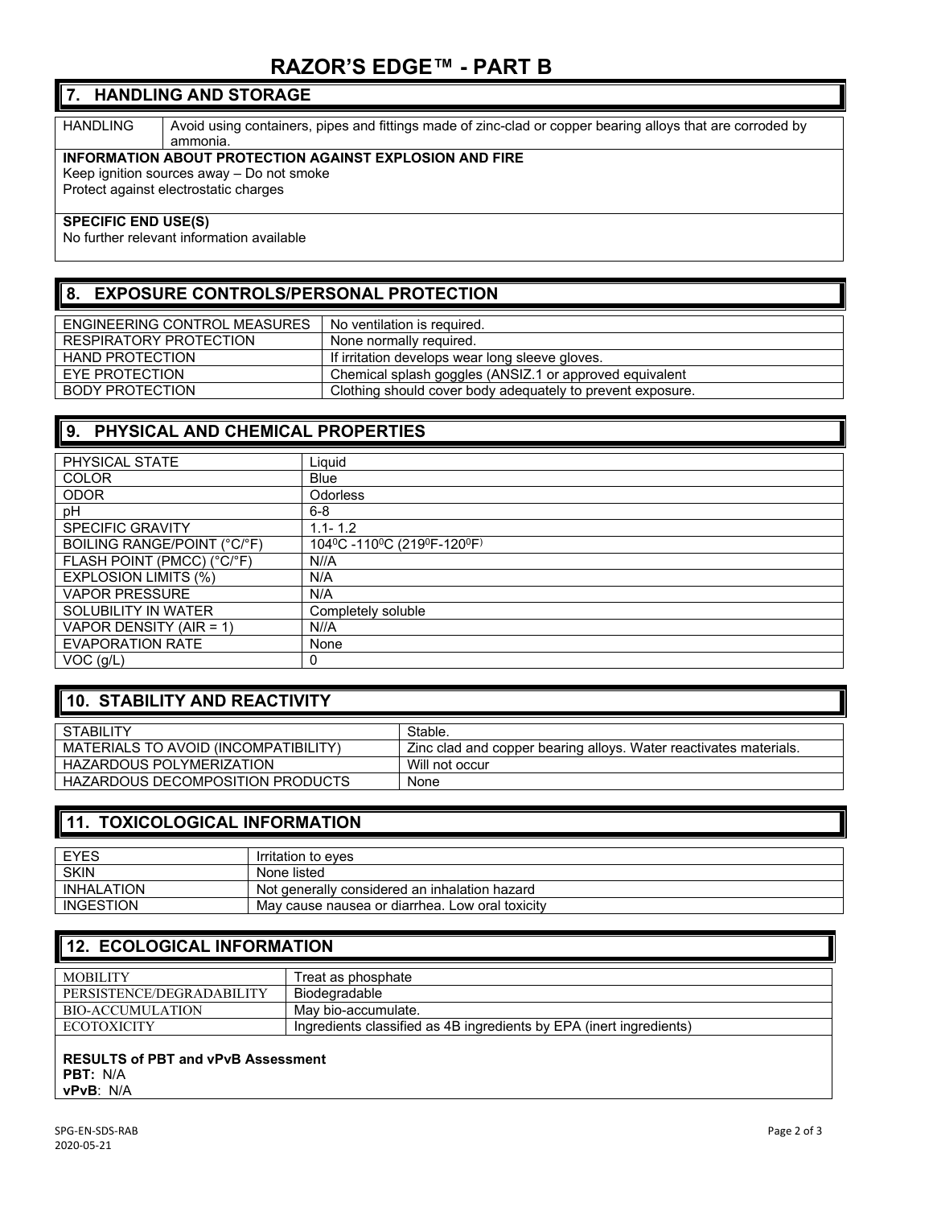# RAZOR'S EDGE™ - PART B

## 7. HANDLING AND STORAGE

| HANDLING | Avoid using containers, pipes and fittings made of zinc-clad or copper bearing alloys that are corroded by ammonia. |
|---|---|

**INFORMATION ABOUT PROTECTION AGAINST EXPLOSION AND FIRE**

Keep ignition sources away – Do not smoke

Protect against electrostatic charges

**SPECIFIC END USE(S)**

No further relevant information available

## 8. EXPOSURE CONTROLS/PERSONAL PROTECTION

| ENGINEERING CONTROL MEASURES | No ventilation is required. |
|---|---|
| RESPIRATORY PROTECTION | None normally required. |
| HAND PROTECTION | If irritation develops wear long sleeve gloves. |
| EYE PROTECTION | Chemical splash goggles (ANSIZ.1 or approved equivalent |
| BODY PROTECTION | Clothing should cover body adequately to prevent exposure. |

## 9. PHYSICAL AND CHEMICAL PROPERTIES

| PHYSICAL STATE | Liquid |
|---|---|
| COLOR | Blue |
| ODOR | Odorless |
| pH | 6-8 |
| SPECIFIC GRAVITY | 1.1- 1.2 |
| BOILING RANGE/POINT (°C/°F) | 104$^0$C -110$^0$C (219$^0$F-120$^0$F) |
| FLASH POINT (PMCC) (°C/°F) | N//A |
| EXPLOSION LIMITS (%) | N/A |
| VAPOR PRESSURE | N/A |
| SOLUBILITY IN WATER | Completely soluble |
| VAPOR DENSITY (AIR = 1) | N//A |
| EVAPORATION RATE | None |
| VOC (g/L) | 0 |

## 10. STABILITY AND REACTIVITY

| STABILITY | Stable. |
|---|---|
| MATERIALS TO AVOID (INCOMPATIBILITY) | Zinc clad and copper bearing alloys. Water reactivates materials. |
| HAZARDOUS POLYMERIZATION | Will not occur |
| HAZARDOUS DECOMPOSITION PRODUCTS | None |

## 11. TOXICOLOGICAL INFORMATION

| EYES | Irritation to eyes |
|---|---|
| SKIN | None listed |
| INHALATION | Not generally considered an inhalation hazard |
| INGESTION | May cause nausea or diarrhea. Low oral toxicity |

## 12. ECOLOGICAL INFORMATION

| MOBILITY | Treat as phosphate |
|---|---|
| PERSISTENCE/DEGRADABILITY | Biodegradable |
| BIO-ACCUMULATION | May bio-accumulate. |
| ECOTOXICITY | Ingredients classified as 4B ingredients by EPA (inert ingredients) |

**RESULTS of PBT and vPvB Assessment**

**PBT:** N/A

**vPvB**: N/A

SPG-EN-SDS-RAB
2020-05-21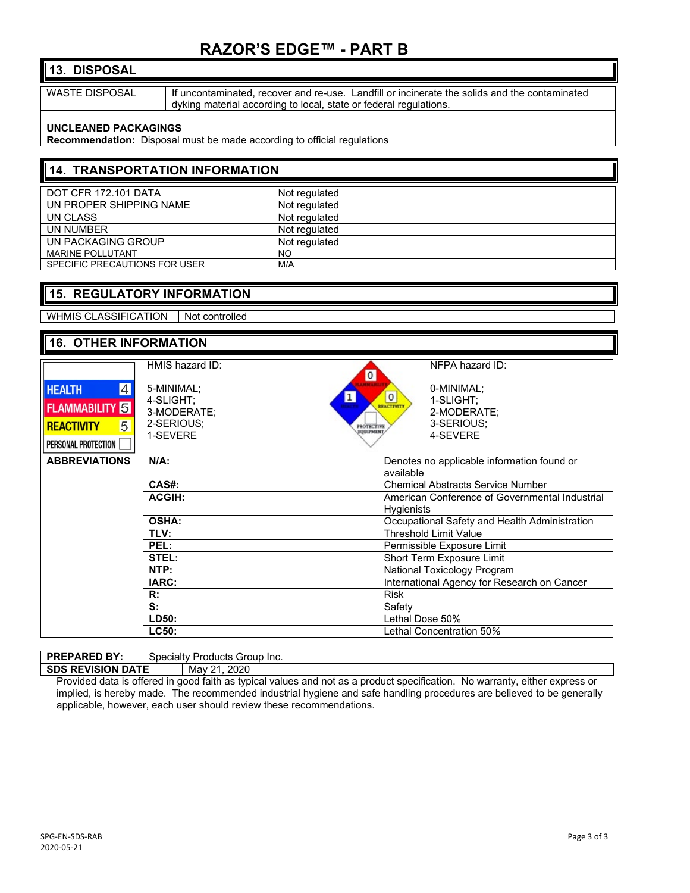# RAZOR'S EDGE™ - PART B

## 13. DISPOSAL

| | |
|---|---|
| WASTE DISPOSAL | If uncontaminated, recover and re-use. Landfill or incinerate the solids and the contaminated dyking material according to local, state or federal regulations. |

**UNCLEANED PACKAGINGS**
**Recommendation:** Disposal must be made according to official regulations

## 14. TRANSPORTATION INFORMATION

| | |
|---|---|
| DOT CFR 172.101 DATA | Not regulated |
| UN PROPER SHIPPING NAME | Not regulated |
| UN CLASS | Not regulated |
| UN NUMBER | Not regulated |
| UN PACKAGING GROUP | Not regulated |
| MARINE POLLUTANT | NO |
| SPECIFIC PRECAUTIONS FOR USER | M/A |

## 15. REGULATORY INFORMATION

| | |
|---|---|
| WHMIS CLASSIFICATION | Not controlled |

## 16. OTHER INFORMATION

| | |
|---|---|
| HEALTH | 4 |
| FLAMMABILITY | 5 |
| REACTIVITY | 5 |
| PERSONAL PROTECTION | |

HMIS hazard ID:

5-MINIMAL;
4-SLIGHT;
3-MODERATE;
2-SERIOUS;
1-SEVERE

FLAMMABILITY 0
HEALTH 1
REACTIVITY 0
PROTECTIVE EQUIPMENT

NFPA hazard ID:

0-MINIMAL;
1-SLIGHT;
2-MODERATE;
3-SERIOUS;
4-SEVERE

| ABBREVIATIONS | | |
|---|---|---|
| | **N/A:** | Denotes no applicable information found or available |
| | **CAS#:** | Chemical Abstracts Service Number |
| | **ACGIH:** | American Conference of Governmental Industrial Hygienists |
| | **OSHA:** | Occupational Safety and Health Administration |
| | **TLV:** | Threshold Limit Value |
| | **PEL:** | Permissible Exposure Limit |
| | **STEL:** | Short Term Exposure Limit |
| | **NTP:** | National Toxicology Program |
| | **IARC:** | International Agency for Research on Cancer |
| | **R:** | Risk |
| | **S:** | Safety |
| | **LD50:** | Lethal Dose 50% |
| | **LC50:** | Lethal Concentration 50% |

| | |
|---|---|
| **PREPARED BY:** | Specialty Products Group Inc. |
| **SDS REVISION DATE** | May 21, 2020 |

Provided data is offered in good faith as typical values and not as a product specification. No warranty, either express or implied, is hereby made. The recommended industrial hygiene and safe handling procedures are believed to be generally applicable, however, each user should review these recommendations.

SPG-EN-SDS-RAB
2020-05-21